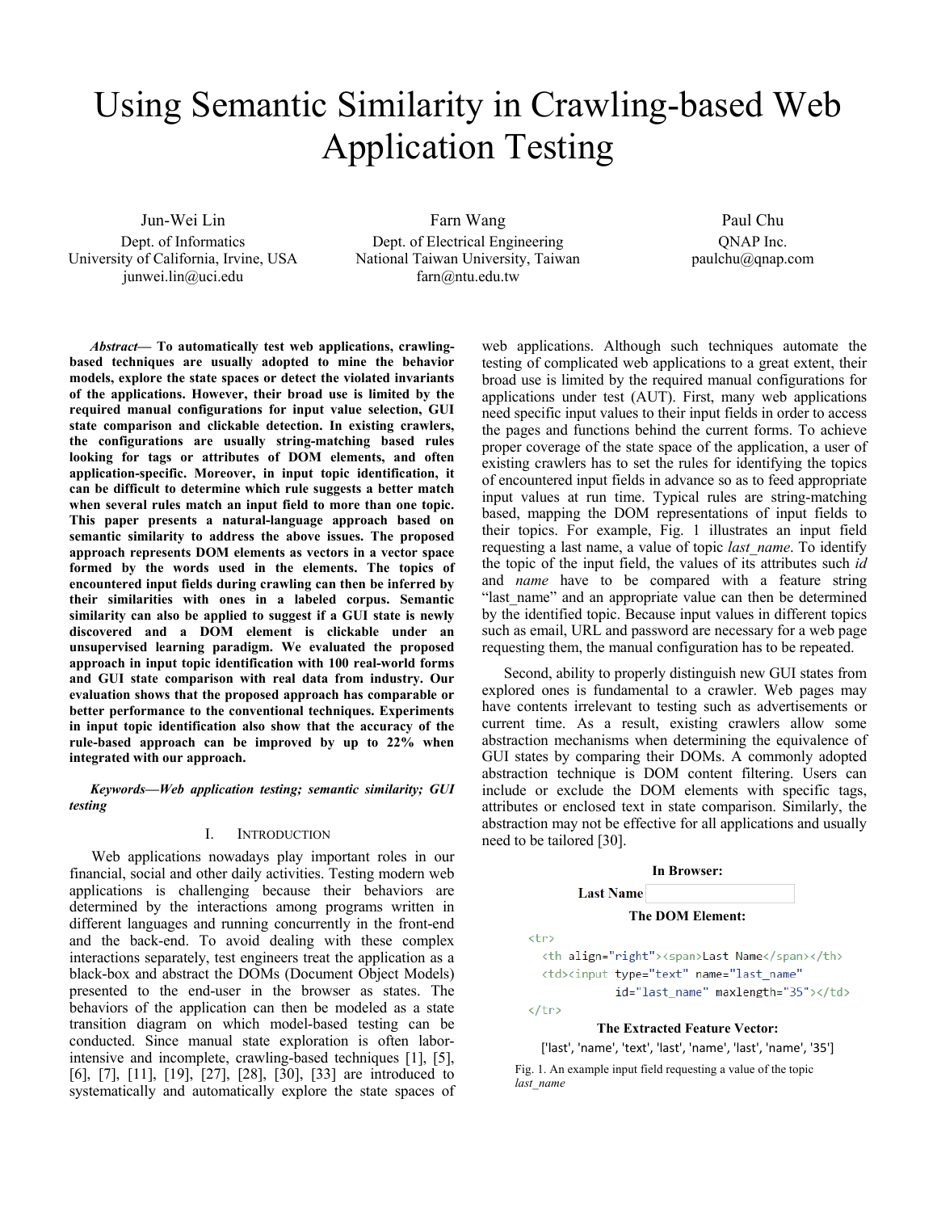# Using Semantic Similarity in Crawling-based Web Application Testing

Jun-Wei Lin
Dept. of Informatics
University of California, Irvine, USA
junwei.lin@uci.edu

Farn Wang
Dept. of Electrical Engineering
National Taiwan University, Taiwan
farn@ntu.edu.tw

Paul Chu
QNAP Inc.
paulchu@qnap.com

***Abstract*— To automatically test web applications, crawling-based techniques are usually adopted to mine the behavior models, explore the state spaces or detect the violated invariants of the applications. However, their broad use is limited by the required manual configurations for input value selection, GUI state comparison and clickable detection. In existing crawlers, the configurations are usually string-matching based rules looking for tags or attributes of DOM elements, and often application-specific. Moreover, in input topic identification, it can be difficult to determine which rule suggests a better match when several rules match an input field to more than one topic. This paper presents a natural-language approach based on semantic similarity to address the above issues. The proposed approach represents DOM elements as vectors in a vector space formed by the words used in the elements. The topics of encountered input fields during crawling can then be inferred by their similarities with ones in a labeled corpus. Semantic similarity can also be applied to suggest if a GUI state is newly discovered and a DOM element is clickable under an unsupervised learning paradigm. We evaluated the proposed approach in input topic identification with 100 real-world forms and GUI state comparison with real data from industry. Our evaluation shows that the proposed approach has comparable or better performance to the conventional techniques. Experiments in input topic identification also show that the accuracy of the rule-based approach can be improved by up to 22% when integrated with our approach.**

***Keywords—Web application testing; semantic similarity; GUI testing***

## I. Introduction

Web applications nowadays play important roles in our financial, social and other daily activities. Testing modern web applications is challenging because their behaviors are determined by the interactions among programs written in different languages and running concurrently in the front-end and the back-end. To avoid dealing with these complex interactions separately, test engineers treat the application as a black-box and abstract the DOMs (Document Object Models) presented to the end-user in the browser as states. The behaviors of the application can then be modeled as a state transition diagram on which model-based testing can be conducted. Since manual state exploration is often labor-intensive and incomplete, crawling-based techniques [1], [5], [6], [7], [11], [19], [27], [28], [30], [33] are introduced to systematically and automatically explore the state spaces of web applications. Although such techniques automate the testing of complicated web applications to a great extent, their broad use is limited by the required manual configurations for applications under test (AUT). First, many web applications need specific input values to their input fields in order to access the pages and functions behind the current forms. To achieve proper coverage of the state space of the application, a user of existing crawlers has to set the rules for identifying the topics of encountered input fields in advance so as to feed appropriate input values at run time. Typical rules are string-matching based, mapping the DOM representations of input fields to their topics. For example, Fig. 1 illustrates an input field requesting a last name, a value of topic *last_name*. To identify the topic of the input field, the values of its attributes such *id* and *name* have to be compared with a feature string "last_name" and an appropriate value can then be determined by the identified topic. Because input values in different topics such as email, URL and password are necessary for a web page requesting them, the manual configuration has to be repeated.

Second, ability to properly distinguish new GUI states from explored ones is fundamental to a crawler. Web pages may have contents irrelevant to testing such as advertisements or current time. As a result, existing crawlers allow some abstraction mechanisms when determining the equivalence of GUI states by comparing their DOMs. A commonly adopted abstraction technique is DOM content filtering. Users can include or exclude the DOM elements with specific tags, attributes or enclosed text in state comparison. Similarly, the abstraction may not be effective for all applications and usually need to be tailored [30].

**In Browser:**

**Last Name**

**The DOM Element:**

```
<tr>
  <th align="right"><span>Last Name</span></th>
  <td><input type="text" name="last_name"
            id="last_name" maxlength="35"></td>
</tr>
```

**The Extracted Feature Vector:**

['last', 'name', 'text', 'last', 'name', 'last', 'name', '35']

Fig. 1. An example input field requesting a value of the topic *last_name*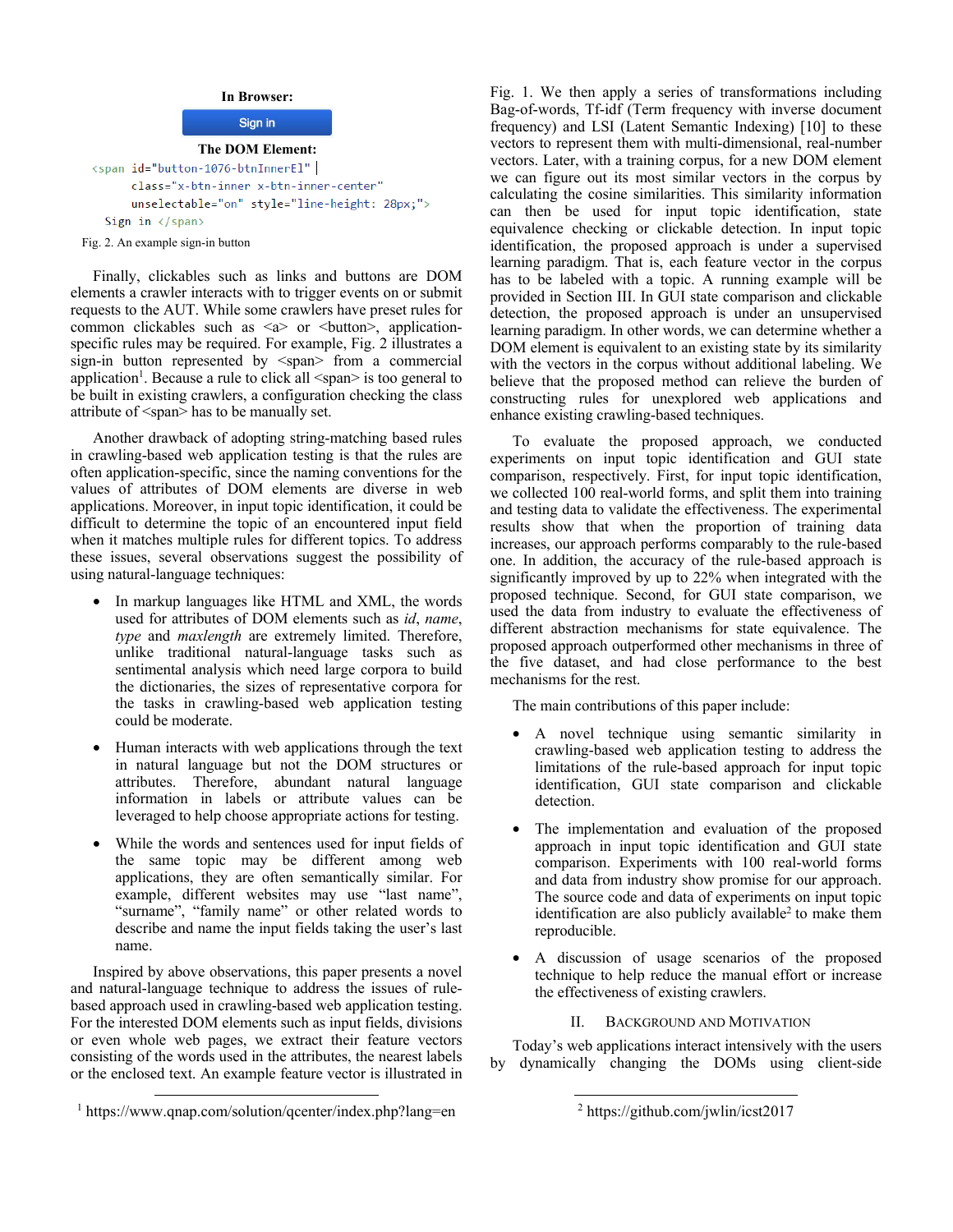**In Browser:**

Sign in

**The DOM Element:**

```
<span id="button-1076-btnInnerEl"
      class="x-btn-inner x-btn-inner-center"
      unselectable="on" style="line-height: 28px;">
  Sign in </span>
```

Fig. 2. An example sign-in button

Finally, clickables such as links and buttons are DOM elements a crawler interacts with to trigger events on or submit requests to the AUT. While some crawlers have preset rules for common clickables such as <a> or <button>, application-specific rules may be required. For example, Fig. 2 illustrates a sign-in button represented by <span> from a commercial application[1]. Because a rule to click all <span> is too general to be built in existing crawlers, a configuration checking the class attribute of <span> has to be manually set.

Another drawback of adopting string-matching based rules in crawling-based web application testing is that the rules are often application-specific, since the naming conventions for the values of attributes of DOM elements are diverse in web applications. Moreover, in input topic identification, it could be difficult to determine the topic of an encountered input field when it matches multiple rules for different topics. To address these issues, several observations suggest the possibility of using natural-language techniques:

- In markup languages like HTML and XML, the words used for attributes of DOM elements such as *id*, *name*, *type* and *maxlength* are extremely limited. Therefore, unlike traditional natural-language tasks such as sentimental analysis which need large corpora to build the dictionaries, the sizes of representative corpora for the tasks in crawling-based web application testing could be moderate.
- Human interacts with web applications through the text in natural language but not the DOM structures or attributes. Therefore, abundant natural language information in labels or attribute values can be leveraged to help choose appropriate actions for testing.
- While the words and sentences used for input fields of the same topic may be different among web applications, they are often semantically similar. For example, different websites may use "last name", "surname", "family name" or other related words to describe and name the input fields taking the user's last name.

Inspired by above observations, this paper presents a novel and natural-language technique to address the issues of rule-based approach used in crawling-based web application testing. For the interested DOM elements such as input fields, divisions or even whole web pages, we extract their feature vectors consisting of the words used in the attributes, the nearest labels or the enclosed text. An example feature vector is illustrated in Fig. 1. We then apply a series of transformations including Bag-of-words, Tf-idf (Term frequency with inverse document frequency) and LSI (Latent Semantic Indexing) [10] to these vectors to represent them with multi-dimensional, real-number vectors. Later, with a training corpus, for a new DOM element we can figure out its most similar vectors in the corpus by calculating the cosine similarities. This similarity information can then be used for input topic identification, state equivalence checking or clickable detection. In input topic identification, the proposed approach is under a supervised learning paradigm. That is, each feature vector in the corpus has to be labeled with a topic. A running example will be provided in Section III. In GUI state comparison and clickable detection, the proposed approach is under an unsupervised learning paradigm. In other words, we can determine whether a DOM element is equivalent to an existing state by its similarity with the vectors in the corpus without additional labeling. We believe that the proposed method can relieve the burden of constructing rules for unexplored web applications and enhance existing crawling-based techniques.

To evaluate the proposed approach, we conducted experiments on input topic identification and GUI state comparison, respectively. First, for input topic identification, we collected 100 real-world forms, and split them into training and testing data to validate the effectiveness. The experimental results show that when the proportion of training data increases, our approach performs comparably to the rule-based one. In addition, the accuracy of the rule-based approach is significantly improved by up to 22% when integrated with the proposed technique. Second, for GUI state comparison, we used the data from industry to evaluate the effectiveness of different abstraction mechanisms for state equivalence. The proposed approach outperformed other mechanisms in three of the five dataset, and had close performance to the best mechanisms for the rest.

The main contributions of this paper include:

- A novel technique using semantic similarity in crawling-based web application testing to address the limitations of the rule-based approach for input topic identification, GUI state comparison and clickable detection.
- The implementation and evaluation of the proposed approach in input topic identification and GUI state comparison. Experiments with 100 real-world forms and data from industry show promise for our approach. The source code and data of experiments on input topic identification are also publicly available[2] to make them reproducible.
- A discussion of usage scenarios of the proposed technique to help reduce the manual effort or increase the effectiveness of existing crawlers.

## II. Background and Motivation

Today's web applications interact intensively with the users by dynamically changing the DOMs using client-side

[1] https://www.qnap.com/solution/qcenter/index.php?lang=en

[2] https://github.com/jwlin/icst2017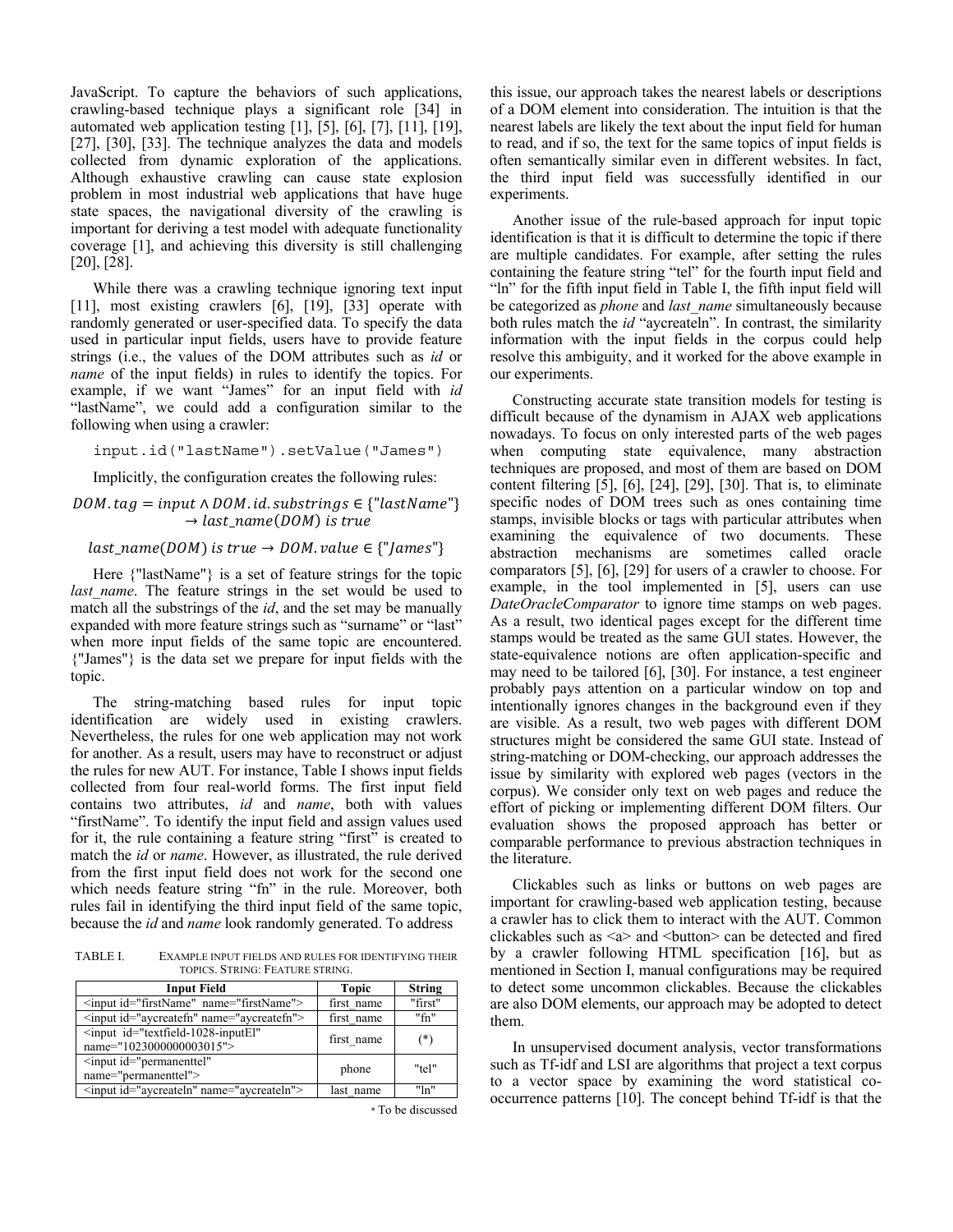JavaScript. To capture the behaviors of such applications, crawling-based technique plays a significant role [34] in automated web application testing [1], [5], [6], [7], [11], [19], [27], [30], [33]. The technique analyzes the data and models collected from dynamic exploration of the applications. Although exhaustive crawling can cause state explosion problem in most industrial web applications that have huge state spaces, the navigational diversity of the crawling is important for deriving a test model with adequate functionality coverage [1], and achieving this diversity is still challenging [20], [28].

While there was a crawling technique ignoring text input [11], most existing crawlers [6], [19], [33] operate with randomly generated or user-specified data. To specify the data used in particular input fields, users have to provide feature strings (i.e., the values of the DOM attributes such as *id* or *name* of the input fields) in rules to identify the topics. For example, if we want "James" for an input field with *id* "lastName", we could add a configuration similar to the following when using a crawler:

```
input.id("lastName").setValue("James")
```

Implicitly, the configuration creates the following rules:

$$DOM.tag = input \land DOM.id.substrings \in \{"lastName"\} \rightarrow last\_name(DOM)\ is\ true$$

$$last\_name(DOM)\ is\ true \rightarrow DOM.value \in \{"James"\}$$

Here {"lastName"} is a set of feature strings for the topic *last_name*. The feature strings in the set would be used to match all the substrings of the *id*, and the set may be manually expanded with more feature strings such as "surname" or "last" when more input fields of the same topic are encountered. {"James"} is the data set we prepare for input fields with the topic.

The string-matching based rules for input topic identification are widely used in existing crawlers. Nevertheless, the rules for one web application may not work for another. As a result, users may have to reconstruct or adjust the rules for new AUT. For instance, Table I shows input fields collected from four real-world forms. The first input field contains two attributes, *id* and *name*, both with values "firstName". To identify the input field and assign values used for it, the rule containing a feature string "first" is created to match the *id* or *name*. However, as illustrated, the rule derived from the first input field does not work for the second one which needs feature string "fn" in the rule. Moreover, both rules fail in identifying the third input field of the same topic, because the *id* and *name* look randomly generated. To address this issue, our approach takes the nearest labels or descriptions of a DOM element into consideration. The intuition is that the nearest labels are likely the text about the input field for human to read, and if so, the text for the same topics of input fields is often semantically similar even in different websites. In fact, the third input field was successfully identified in our experiments.

TABLE I. EXAMPLE INPUT FIELDS AND RULES FOR IDENTIFYING THEIR TOPICS. STRING: FEATURE STRING.

| Input Field | Topic | String |
|---|---|---|
| <input id="firstName" name="firstName"> | first_name | "first" |
| <input id="aycreatefn" name="aycreatefn"> | first_name | "fn" |
| <input id="textfield-1028-inputEl" name="1023000000003015"> | first_name | (*) |
| <input id="permanenttel" name="permanenttel"> | phone | "tel" |
| <input id="aycreateln" name="aycreateln"> | last_name | "ln" |

\* To be discussed

Another issue of the rule-based approach for input topic identification is that it is difficult to determine the topic if there are multiple candidates. For example, after setting the rules containing the feature string "tel" for the fourth input field and "ln" for the fifth input field in Table I, the fifth input field will be categorized as *phone* and *last_name* simultaneously because both rules match the *id* "aycreateln". In contrast, the similarity information with the input fields in the corpus could help resolve this ambiguity, and it worked for the above example in our experiments.

Constructing accurate state transition models for testing is difficult because of the dynamism in AJAX web applications nowadays. To focus on only interested parts of the web pages when computing state equivalence, many abstraction techniques are proposed, and most of them are based on DOM content filtering [5], [6], [24], [29], [30]. That is, to eliminate specific nodes of DOM trees such as ones containing time stamps, invisible blocks or tags with particular attributes when examining the equivalence of two documents. These abstraction mechanisms are sometimes called oracle comparators [5], [6], [29] for users of a crawler to choose. For example, in the tool implemented in [5], users can use *DateOracleComparator* to ignore time stamps on web pages. As a result, two identical pages except for the different time stamps would be treated as the same GUI states. However, the state-equivalence notions are often application-specific and may need to be tailored [6], [30]. For instance, a test engineer probably pays attention on a particular window on top and intentionally ignores changes in the background even if they are visible. As a result, two web pages with different DOM structures might be considered the same GUI state. Instead of string-matching or DOM-checking, our approach addresses the issue by similarity with explored web pages (vectors in the corpus). We consider only text on web pages and reduce the effort of picking or implementing different DOM filters. Our evaluation shows the proposed approach has better or comparable performance to previous abstraction techniques in the literature.

Clickables such as links or buttons on web pages are important for crawling-based web application testing, because a crawler has to click them to interact with the AUT. Common clickables such as <a> and <button> can be detected and fired by a crawler following HTML specification [16], but as mentioned in Section I, manual configurations may be required to detect some uncommon clickables. Because the clickables are also DOM elements, our approach may be adopted to detect them.

In unsupervised document analysis, vector transformations such as Tf-idf and LSI are algorithms that project a text corpus to a vector space by examining the word statistical co-occurrence patterns [10]. The concept behind Tf-idf is that the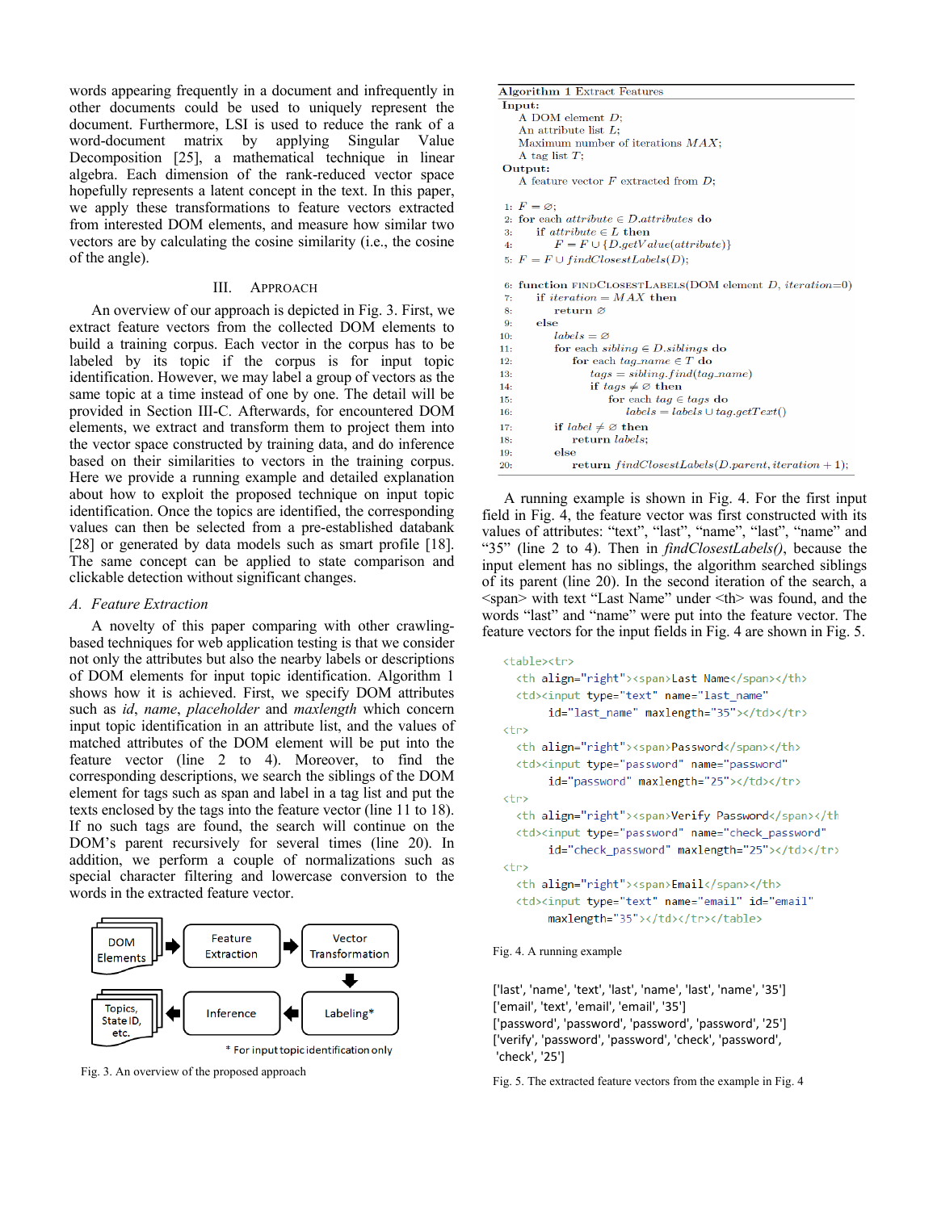words appearing frequently in a document and infrequently in other documents could be used to uniquely represent the document. Furthermore, LSI is used to reduce the rank of a word-document matrix by applying Singular Value Decomposition [25], a mathematical technique in linear algebra. Each dimension of the rank-reduced vector space hopefully represents a latent concept in the text. In this paper, we apply these transformations to feature vectors extracted from interested DOM elements, and measure how similar two vectors are by calculating the cosine similarity (i.e., the cosine of the angle).

## III. Approach

An overview of our approach is depicted in Fig. 3. First, we extract feature vectors from the collected DOM elements to build a training corpus. Each vector in the corpus has to be labeled by its topic if the corpus is for input topic identification. However, we may label a group of vectors as the same topic at a time instead of one by one. The detail will be provided in Section III-C. Afterwards, for encountered DOM elements, we extract and transform them to project them into the vector space constructed by training data, and do inference based on their similarities to vectors in the training corpus. Here we provide a running example and detailed explanation about how to exploit the proposed technique on input topic identification. Once the topics are identified, the corresponding values can then be selected from a pre-established databank [28] or generated by data models such as smart profile [18]. The same concept can be applied to state comparison and clickable detection without significant changes.

### A. Feature Extraction

A novelty of this paper comparing with other crawling-based techniques for web application testing is that we consider not only the attributes but also the nearby labels or descriptions of DOM elements for input topic identification. Algorithm 1 shows how it is achieved. First, we specify DOM attributes such as *id*, *name*, *placeholder* and *maxlength* which concern input topic identification in an attribute list, and the values of matched attributes of the DOM element will be put into the feature vector (line 2 to 4). Moreover, to find the corresponding descriptions, we search the siblings of the DOM element for tags such as span and label in a tag list and put the texts enclosed by the tags into the feature vector (line 11 to 18). If no such tags are found, the search will continue on the DOM's parent recursively for several times (line 20). In addition, we perform a couple of normalizations such as special character filtering and lowercase conversion to the words in the extracted feature vector.

DOM Elements → Feature Extraction → Vector Transformation → Labeling* → Inference → Topics, State ID, etc.

\* For input topic identification only

Fig. 3. An overview of the proposed approach

**Algorithm 1** Extract Features

**Input:**
A DOM element $D$;
An attribute list $L$;
Maximum number of iterations $MAX$;
A tag list $T$;

**Output:**
A feature vector $F$ extracted from $D$;

```
1:  F = ∅;
2:  for each attribute ∈ D.attributes do
3:      if attribute ∈ L then
4:          F = F ∪ {D.getValue(attribute)}
5:  F = F ∪ findClosestLabels(D);

6:  function FINDCLOSESTLABELS(DOM element D, iteration=0)
7:      if iteration = MAX then
8:          return ∅
9:      else
10:         labels = ∅
11:         for each sibling ∈ D.siblings do
12:             for each tag_name ∈ T do
13:                 tags = sibling.find(tag_name)
14:                 if tags ≠ ∅ then
15:                     for each tag ∈ tags do
16:                         labels = labels ∪ tag.getText()
17:         if label ≠ ∅ then
18:             return labels;
19:         else
20:             return findClosestLabels(D.parent, iteration + 1);
```

A running example is shown in Fig. 4. For the first input field in Fig. 4, the feature vector was first constructed with its values of attributes: "text", "last", "name", "last", "name" and "35" (line 2 to 4). Then in *findClosestLabels()*, because the input element has no siblings, the algorithm searched siblings of its parent (line 20). In the second iteration of the search, a <span> with text "Last Name" under <th> was found, and the words "last" and "name" were put into the feature vector. The feature vectors for the input fields in Fig. 4 are shown in Fig. 5.

```
<table><tr>
  <th align="right"><span>Last Name</span></th>
  <td><input type="text" name="last_name"
       id="last_name" maxlength="35"></td></tr>
<tr>
  <th align="right"><span>Password</span></th>
  <td><input type="password" name="password"
       id="password" maxlength="25"></td></tr>
<tr>
  <th align="right"><span>Verify Password</span></th
  <td><input type="password" name="check_password"
       id="check_password" maxlength="25"></td></tr>
<tr>
  <th align="right"><span>Email</span></th>
  <td><input type="text" name="email" id="email"
       maxlength="35"></td></tr></table>
```

Fig. 4. A running example

```
['last', 'name', 'text', 'last', 'name', 'last', 'name', '35']
['email', 'text', 'email', 'email', '35']
['password', 'password', 'password', 'password', '25']
['verify', 'password', 'password', 'check', 'password',
 'check', '25']
```

Fig. 5. The extracted feature vectors from the example in Fig. 4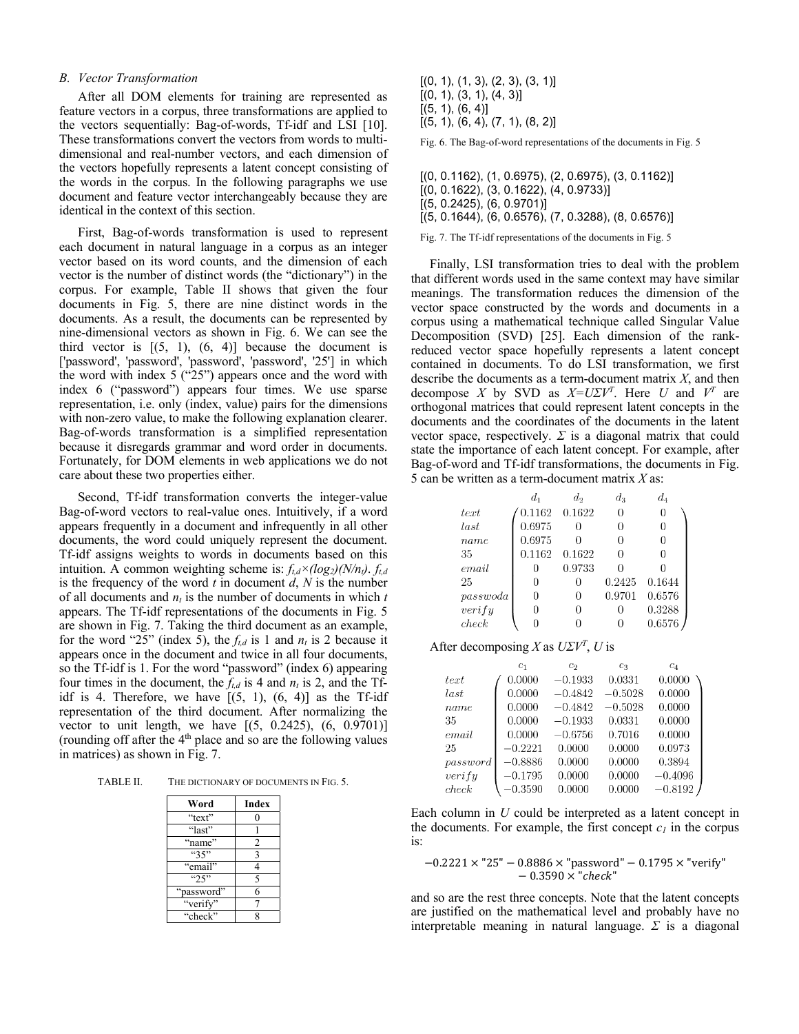### B. Vector Transformation

After all DOM elements for training are represented as feature vectors in a corpus, three transformations are applied to the vectors sequentially: Bag-of-words, Tf-idf and LSI [10]. These transformations convert the vectors from words to multi-dimensional and real-number vectors, and each dimension of the vectors hopefully represents a latent concept consisting of the words in the corpus. In the following paragraphs we use document and feature vector interchangeably because they are identical in the context of this section.

First, Bag-of-words transformation is used to represent each document in natural language in a corpus as an integer vector based on its word counts, and the dimension of each vector is the number of distinct words (the "dictionary") in the corpus. For example, Table II shows that given the four documents in Fig. 5, there are nine distinct words in the documents. As a result, the documents can be represented by nine-dimensional vectors as shown in Fig. 6. We can see the third vector is [(5, 1), (6, 4)] because the document is ['password', 'password', 'password', 'password', '25'] in which the word with index 5 ("25") appears once and the word with index 6 ("password") appears four times. We use sparse representation, i.e. only (index, value) pairs for the dimensions with non-zero value, to make the following explanation clearer. Bag-of-words transformation is a simplified representation because it disregards grammar and word order in documents. Fortunately, for DOM elements in web applications we do not care about these two properties either.

Second, Tf-idf transformation converts the integer-value Bag-of-word vectors to real-value ones. Intuitively, if a word appears frequently in a document and infrequently in all other documents, the word could uniquely represent the document. Tf-idf assigns weights to words in documents based on this intuition. A common weighting scheme is: $f_{t,d} \times (log_2)(N/n_t)$. $f_{t,d}$ is the frequency of the word $t$ in document $d$, $N$ is the number of all documents and $n_t$ is the number of documents in which $t$ appears. The Tf-idf representations of the documents in Fig. 5 are shown in Fig. 7. Taking the third document as an example, for the word "25" (index 5), the $f_{t,d}$ is 1 and $n_t$ is 2 because it appears once in the document and twice in all four documents, so the Tf-idf is 1. For the word "password" (index 6) appearing four times in the document, the $f_{t,d}$ is 4 and $n_t$ is 2, and the Tf-idf is 4. Therefore, we have [(5, 1), (6, 4)] as the Tf-idf representation of the third document. After normalizing the vector to unit length, we have [(5, 0.2425), (6, 0.9701)] (rounding off after the 4th place and so are the following values in matrices) as shown in Fig. 7.

TABLE II. THE DICTIONARY OF DOCUMENTS IN FIG. 5.

| Word | Index |
|---|---|
| "text" | 0 |
| "last" | 1 |
| "name" | 2 |
| "35" | 3 |
| "email" | 4 |
| "25" | 5 |
| "password" | 6 |
| "verify" | 7 |
| "check" | 8 |

```
[(0, 1), (1, 3), (2, 3), (3, 1)]
[(0, 1), (3, 1), (4, 3)]
[(5, 1), (6, 4)]
[(5, 1), (6, 4), (7, 1), (8, 2)]
```

Fig. 6. The Bag-of-word representations of the documents in Fig. 5

```
[(0, 0.1162), (1, 0.6975), (2, 0.6975), (3, 0.1162)]
[(0, 0.1622), (3, 0.1622), (4, 0.9733)]
[(5, 0.2425), (6, 0.9701)]
[(5, 0.1644), (6, 0.6576), (7, 0.3288), (8, 0.6576)]
```

Fig. 7. The Tf-idf representations of the documents in Fig. 5

Finally, LSI transformation tries to deal with the problem that different words used in the same context may have similar meanings. The transformation reduces the dimension of the vector space constructed by the words and documents in a corpus using a mathematical technique called Singular Value Decomposition (SVD) [25]. Each dimension of the rank-reduced vector space hopefully represents a latent concept contained in documents. To do LSI transformation, we first describe the documents as a term-document matrix $X$, and then decompose $X$ by SVD as $X=U\Sigma V^T$. Here $U$ and $V^T$ are orthogonal matrices that could represent latent concepts in the documents and the coordinates of the documents in the latent vector space, respectively. $\Sigma$ is a diagonal matrix that could state the importance of each latent concept. For example, after Bag-of-word and Tf-idf transformations, the documents in Fig. 5 can be written as a term-document matrix $X$ as:

$$
\begin{array}{c} \\ text \\ last \\ name \\ 35 \\ email \\ 25 \\ passwoda \\ verify \\ check \end{array}
\begin{array}{c} \begin{array}{cccc} d_1 & d_2 & d_3 & d_4 \end{array} \\
\begin{pmatrix}
0.1162 & 0.1622 & 0 & 0 \\
0.6975 & 0 & 0 & 0 \\
0.6975 & 0 & 0 & 0 \\
0.1162 & 0.1622 & 0 & 0 \\
0 & 0.9733 & 0 & 0 \\
0 & 0 & 0.2425 & 0.1644 \\
0 & 0 & 0.9701 & 0.6576 \\
0 & 0 & 0 & 0.3288 \\
0 & 0 & 0 & 0.6576
\end{pmatrix} \end{array}
$$

After decomposing $X$ as $U\Sigma V^T$, $U$ is

$$
\begin{array}{c} \\ text \\ last \\ name \\ 35 \\ email \\ 25 \\ password \\ verify \\ check \end{array}
\begin{array}{c} \begin{array}{cccc} c_1 & c_2 & c_3 & c_4 \end{array} \\
\begin{pmatrix}
0.0000 & -0.1933 & 0.0331 & 0.0000 \\
0.0000 & -0.4842 & -0.5028 & 0.0000 \\
0.0000 & -0.4842 & -0.5028 & 0.0000 \\
0.0000 & -0.1933 & 0.0331 & 0.0000 \\
0.0000 & -0.6756 & 0.7016 & 0.0000 \\
-0.2221 & 0.0000 & 0.0000 & 0.0973 \\
-0.8886 & 0.0000 & 0.0000 & 0.3894 \\
-0.1795 & 0.0000 & 0.0000 & -0.4096 \\
-0.3590 & 0.0000 & 0.0000 & -0.8192
\end{pmatrix} \end{array}
$$

Each column in $U$ could be interpreted as a latent concept in the documents. For example, the first concept $c_1$ in the corpus is:

$$
-0.2221 \times \text{"25"} - 0.8886 \times \text{"password"} - 0.1795 \times \text{"verify"} - 0.3590 \times \text{"}check\text{"}
$$

and so are the rest three concepts. Note that the latent concepts are justified on the mathematical level and probably have no interpretable meaning in natural language. $\Sigma$ is a diagonal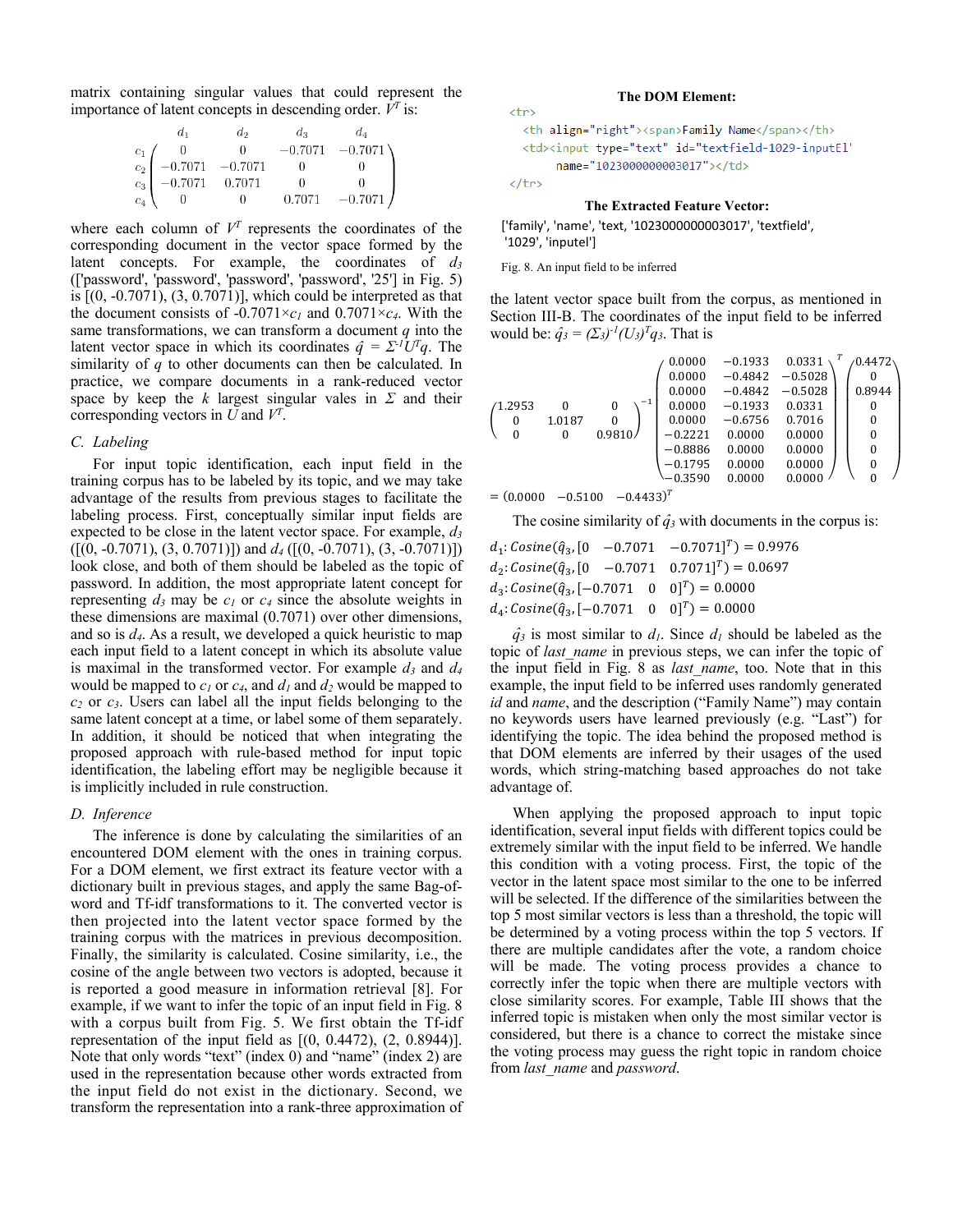matrix containing singular values that could represent the importance of latent concepts in descending order. $V^T$ is:

$$
\begin{array}{c} \\ c_1 \\ c_2 \\ c_3 \\ c_4 \end{array}
\begin{array}{c}
\begin{array}{cccc} \quad d_1 \quad & \quad d_2 \quad & \quad d_3 \quad & \quad d_4 \quad \end{array} \\
\begin{pmatrix} 0 & 0 & -0.7071 & -0.7071 \\ -0.7071 & -0.7071 & 0 & 0 \\ -0.7071 & 0.7071 & 0 & 0 \\ 0 & 0 & 0.7071 & -0.7071 \end{pmatrix}
\end{array}
$$

where each column of $V^T$ represents the coordinates of the corresponding document in the vector space formed by the latent concepts. For example, the coordinates of $d_3$ (['password', 'password', 'password', 'password', '25'] in Fig. 5) is [(0, -0.7071), (3, 0.7071)], which could be interpreted as that the document consists of $-0.7071 \times c_1$ and $0.7071 \times c_4$. With the same transformations, we can transform a document $q$ into the latent vector space in which its coordinates $\hat{q} = \Sigma^{-1} U^T q$. The similarity of $q$ to other documents can then be calculated. In practice, we compare documents in a rank-reduced vector space by keep the $k$ largest singular vales in $\Sigma$ and their corresponding vectors in $U$ and $V^T$.

## C. Labeling

For input topic identification, each input field in the training corpus has to be labeled by its topic, and we may take advantage of the results from previous stages to facilitate the labeling process. First, conceptually similar input fields are expected to be close in the latent vector space. For example, $d_3$ ([(0, -0.7071), (3, 0.7071)]) and $d_4$ ([(0, -0.7071), (3, -0.7071)]) look close, and both of them should be labeled as the topic of password. In addition, the most appropriate latent concept for representing $d_3$ may be $c_1$ or $c_4$ since the absolute weights in these dimensions are maximal (0.7071) over other dimensions, and so is $d_4$. As a result, we developed a quick heuristic to map each input field to a latent concept in which its absolute value is maximal in the transformed vector. For example $d_3$ and $d_4$ would be mapped to $c_1$ or $c_4$, and $d_1$ and $d_2$ would be mapped to $c_2$ or $c_3$. Users can label all the input fields belonging to the same latent concept at a time, or label some of them separately. In addition, it should be noticed that when integrating the proposed approach with rule-based method for input topic identification, the labeling effort may be negligible because it is implicitly included in rule construction.

## D. Inference

The inference is done by calculating the similarities of an encountered DOM element with the ones in training corpus. For a DOM element, we first extract its feature vector with a dictionary built in previous stages, and apply the same Bag-of-word and Tf-idf transformations to it. The converted vector is then projected into the latent vector space formed by the training corpus with the matrices in previous decomposition. Finally, the similarity is calculated. Cosine similarity, i.e., the cosine of the angle between two vectors is adopted, because it is reported a good measure in information retrieval [8]. For example, if we want to infer the topic of an input field in Fig. 8 with a corpus built from Fig. 5. We first obtain the Tf-idf representation of the input field as [(0, 0.4472), (2, 0.8944)]. Note that only words "text" (index 0) and "name" (index 2) are used in the representation because other words extracted from the input field do not exist in the dictionary. Second, we transform the representation into a rank-three approximation of the latent vector space built from the corpus, as mentioned in Section III-B. The coordinates of the input field to be inferred would be: $\hat{q}_3 = (\Sigma_3)^{-1}(U_3)^T q_3$. That is

**The DOM Element:**

```
<tr>
  <th align="right"><span>Family Name</span></th>
  <td><input type="text" id="textfield-1029-inputEl'
       name="1023000000003017"></td>
</tr>
```

**The Extracted Feature Vector:**

```
['family', 'name', 'text, '1023000000003017', 'textfield',
 '1029', 'inputel']
```

Fig. 8. An input field to be inferred

$$
\begin{pmatrix} 1.2953 & 0 & 0 \\ 0 & 1.0187 & 0 \\ 0 & 0 & 0.9810 \end{pmatrix}^{-1}
\begin{pmatrix} 0.0000 & -0.1933 & 0.0331 \\ 0.0000 & -0.4842 & -0.5028 \\ 0.0000 & -0.4842 & -0.5028 \\ 0.0000 & -0.1933 & 0.0331 \\ 0.0000 & -0.6756 & 0.7016 \\ -0.2221 & 0.0000 & 0.0000 \\ -0.8886 & 0.0000 & 0.0000 \\ -0.1795 & 0.0000 & 0.0000 \\ -0.3590 & 0.0000 & 0.0000 \end{pmatrix}^{T}
\begin{pmatrix} 0.4472 \\ 0 \\ 0.8944 \\ 0 \\ 0 \\ 0 \\ 0 \\ 0 \\ 0 \end{pmatrix}
$$

$$= (0.0000 \quad -0.5100 \quad -0.4433)^T$$

The cosine similarity of $\hat{q}_3$ with documents in the corpus is:

$d_1$: $Cosine(\hat{q}_3, [0 \quad -0.7071 \quad -0.7071]^T) = 0.9976$

$d_2$: $Cosine(\hat{q}_3, [0 \quad -0.7071 \quad 0.7071]^T) = 0.0697$

$d_3$: $Cosine(\hat{q}_3, [-0.7071 \quad 0 \quad 0]^T) = 0.0000$

$d_4$: $Cosine(\hat{q}_3, [-0.7071 \quad 0 \quad 0]^T) = 0.0000$

$\hat{q}_3$ is most similar to $d_1$. Since $d_1$ should be labeled as the topic of *last_name* in previous steps, we can infer the topic of the input field in Fig. 8 as *last_name*, too. Note that in this example, the input field to be inferred uses randomly generated *id* and *name*, and the description ("Family Name") may contain no keywords users have learned previously (e.g. "Last") for identifying the topic. The idea behind the proposed method is that DOM elements are inferred by their usages of the used words, which string-matching based approaches do not take advantage of.

When applying the proposed approach to input topic identification, several input fields with different topics could be extremely similar with the input field to be inferred. We handle this condition with a voting process. First, the topic of the vector in the latent space most similar to the one to be inferred will be selected. If the difference of the similarities between the top 5 most similar vectors is less than a threshold, the topic will be determined by a voting process within the top 5 vectors. If there are multiple candidates after the vote, a random choice will be made. The voting process provides a chance to correctly infer the topic when there are multiple vectors with close similarity scores. For example, Table III shows that the inferred topic is mistaken when only the most similar vector is considered, but there is a chance to correct the mistake since the voting process may guess the right topic in random choice from *last_name* and *password*.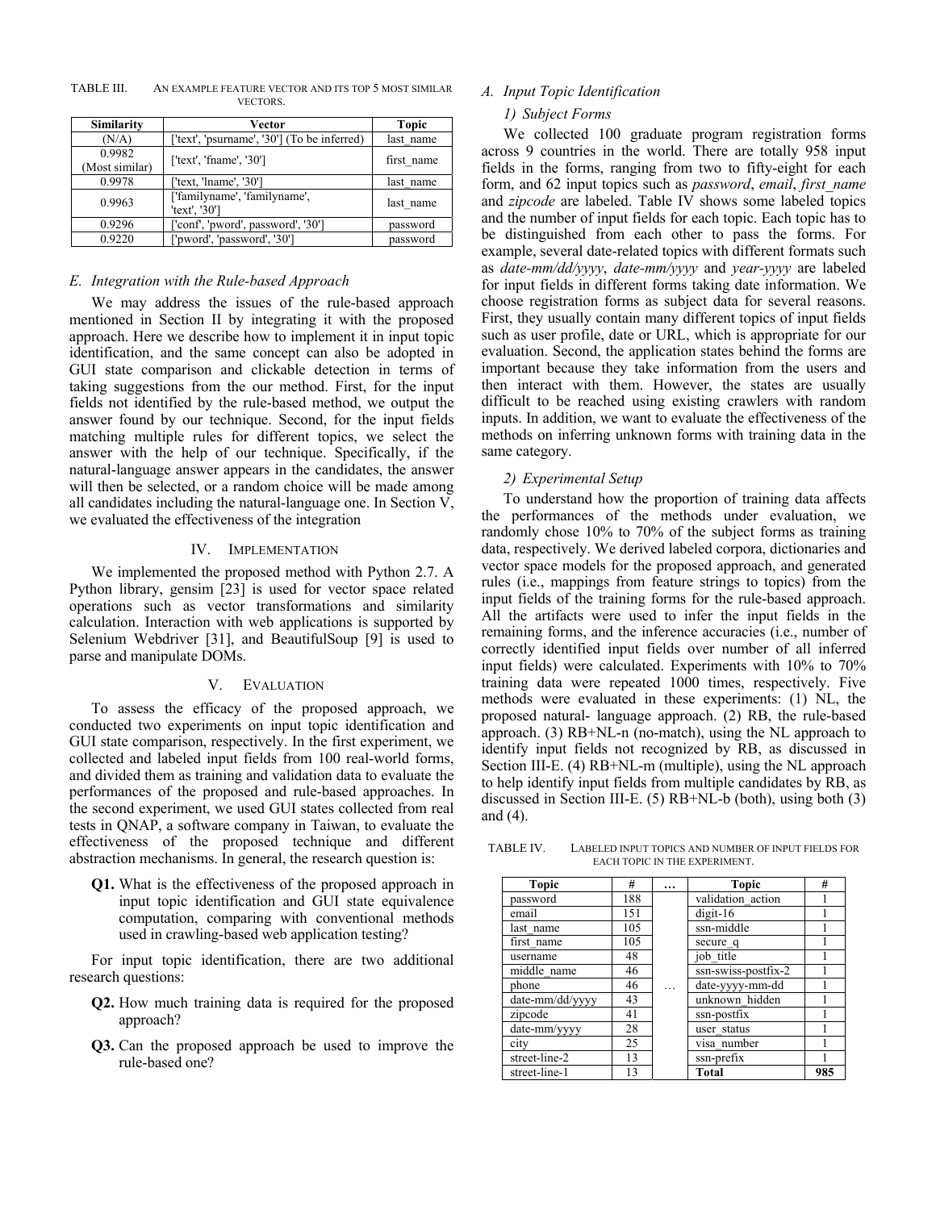TABLE III. AN EXAMPLE FEATURE VECTOR AND ITS TOP 5 MOST SIMILAR VECTORS.

| Similarity | Vector | Topic |
|---|---|---|
| (N/A) | ['text', 'psurname', '30'] (To be inferred) | last_name |
| 0.9982 (Most similar) | ['text', 'fname', '30'] | first_name |
| 0.9978 | ['text, 'lname', '30'] | last_name |
| 0.9963 | ['familyname', 'familyname', 'text', '30'] | last_name |
| 0.9296 | ['conf', 'pword', password', '30'] | password |
| 0.9220 | ['pword', 'password', '30'] | password |

### E. Integration with the Rule-based Approach

We may address the issues of the rule-based approach mentioned in Section II by integrating it with the proposed approach. Here we describe how to implement it in input topic identification, and the same concept can also be adopted in GUI state comparison and clickable detection in terms of taking suggestions from the our method. First, for the input fields not identified by the rule-based method, we output the answer found by our technique. Second, for the input fields matching multiple rules for different topics, we select the answer with the help of our technique. Specifically, if the natural-language answer appears in the candidates, the answer will then be selected, or a random choice will be made among all candidates including the natural-language one. In Section V, we evaluated the effectiveness of the integration

## IV. IMPLEMENTATION

We implemented the proposed method with Python 2.7. A Python library, gensim [23] is used for vector space related operations such as vector transformations and similarity calculation. Interaction with web applications is supported by Selenium Webdriver [31], and BeautifulSoup [9] is used to parse and manipulate DOMs.

## V. EVALUATION

To assess the efficacy of the proposed approach, we conducted two experiments on input topic identification and GUI state comparison, respectively. In the first experiment, we collected and labeled input fields from 100 real-world forms, and divided them as training and validation data to evaluate the performances of the proposed and rule-based approaches. In the second experiment, we used GUI states collected from real tests in QNAP, a software company in Taiwan, to evaluate the effectiveness of the proposed technique and different abstraction mechanisms. In general, the research question is:

**Q1.** What is the effectiveness of the proposed approach in input topic identification and GUI state equivalence computation, comparing with conventional methods used in crawling-based web application testing?

For input topic identification, there are two additional research questions:

**Q2.** How much training data is required for the proposed approach?

**Q3.** Can the proposed approach be used to improve the rule-based one?

### A. Input Topic Identification

#### 1) Subject Forms

We collected 100 graduate program registration forms across 9 countries in the world. There are totally 958 input fields in the forms, ranging from two to fifty-eight for each form, and 62 input topics such as *password*, *email*, *first_name* and *zipcode* are labeled. Table IV shows some labeled topics and the number of input fields for each topic. Each topic has to be distinguished from each other to pass the forms. For example, several date-related topics with different formats such as *date-mm/dd/yyyy*, *date-mm/yyyy* and *year-yyyy* are labeled for input fields in different forms taking date information. We choose registration forms as subject data for several reasons. First, they usually contain many different topics of input fields such as user profile, date or URL, which is appropriate for our evaluation. Second, the application states behind the forms are important because they take information from the users and then interact with them. However, the states are usually difficult to be reached using existing crawlers with random inputs. In addition, we want to evaluate the effectiveness of the methods on inferring unknown forms with training data in the same category.

#### 2) Experimental Setup

To understand how the proportion of training data affects the performances of the methods under evaluation, we randomly chose 10% to 70% of the subject forms as training data, respectively. We derived labeled corpora, dictionaries and vector space models for the proposed approach, and generated rules (i.e., mappings from feature strings to topics) from the input fields of the training forms for the rule-based approach. All the artifacts were used to infer the input fields in the remaining forms, and the inference accuracies (i.e., number of correctly identified input fields over number of all inferred input fields) were calculated. Experiments with 10% to 70% training data were repeated 1000 times, respectively. Five methods were evaluated in these experiments: (1) NL, the proposed natural- language approach. (2) RB, the rule-based approach. (3) RB+NL-n (no-match), using the NL approach to identify input fields not recognized by RB, as discussed in Section III-E. (4) RB+NL-m (multiple), using the NL approach to help identify input fields from multiple candidates by RB, as discussed in Section III-E. (5) RB+NL-b (both), using both (3) and (4).

TABLE IV. LABELED INPUT TOPICS AND NUMBER OF INPUT FIELDS FOR EACH TOPIC IN THE EXPERIMENT.

| Topic | # | … | Topic | # |
|---|---|---|---|---|
| password | 188 | | validation_action | 1 |
| email | 151 | | digit-16 | 1 |
| last_name | 105 | | ssn-middle | 1 |
| first_name | 105 | | secure_q | 1 |
| username | 48 | | job_title | 1 |
| middle_name | 46 | | ssn-swiss-postfix-2 | 1 |
| phone | 46 | … | date-yyyy-mm-dd | 1 |
| date-mm/dd/yyyy | 43 | | unknown_hidden | 1 |
| zipcode | 41 | | ssn-postfix | 1 |
| date-mm/yyyy | 28 | | user_status | 1 |
| city | 25 | | visa_number | 1 |
| street-line-2 | 13 | | ssn-prefix | 1 |
| street-line-1 | 13 | | **Total** | **985** |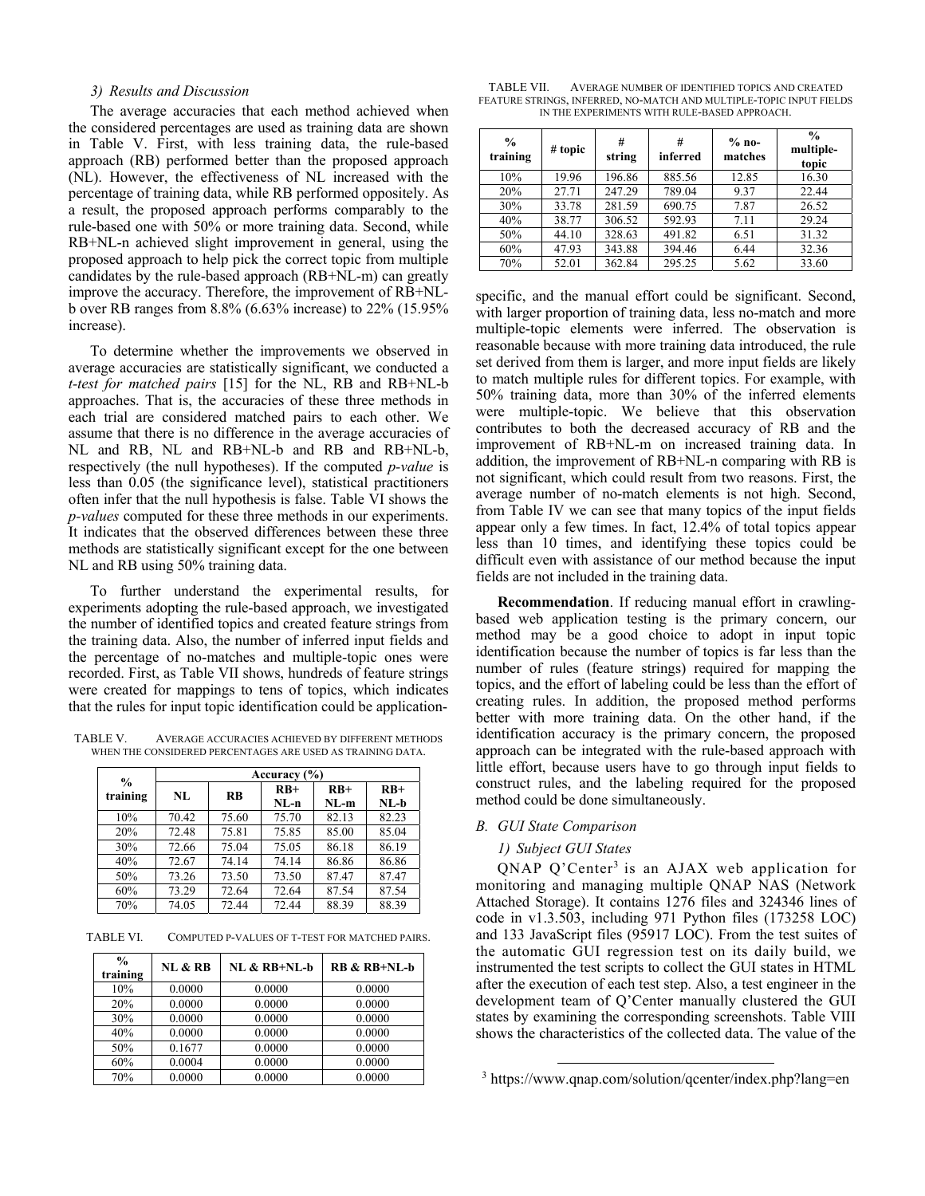### 3) Results and Discussion

The average accuracies that each method achieved when the considered percentages are used as training data are shown in Table V. First, with less training data, the rule-based approach (RB) performed better than the proposed approach (NL). However, the effectiveness of NL increased with the percentage of training data, while RB performed oppositely. As a result, the proposed approach performs comparably to the rule-based one with 50% or more training data. Second, while RB+NL-n achieved slight improvement in general, using the proposed approach to help pick the correct topic from multiple candidates by the rule-based approach (RB+NL-m) can greatly improve the accuracy. Therefore, the improvement of RB+NL-b over RB ranges from 8.8% (6.63% increase) to 22% (15.95% increase).

To determine whether the improvements we observed in average accuracies are statistically significant, we conducted a *t-test for matched pairs* [15] for the NL, RB and RB+NL-b approaches. That is, the accuracies of these three methods in each trial are considered matched pairs to each other. We assume that there is no difference in the average accuracies of NL and RB, NL and RB+NL-b and RB and RB+NL-b, respectively (the null hypotheses). If the computed *p-value* is less than 0.05 (the significance level), statistical practitioners often infer that the null hypothesis is false. Table VI shows the *p-values* computed for these three methods in our experiments. It indicates that the observed differences between these three methods are statistically significant except for the one between NL and RB using 50% training data.

To further understand the experimental results, for experiments adopting the rule-based approach, we investigated the number of identified topics and created feature strings from the training data. Also, the number of inferred input fields and the percentage of no-matches and multiple-topic ones were recorded. First, as Table VII shows, hundreds of feature strings were created for mappings to tens of topics, which indicates that the rules for input topic identification could be application-specific, and the manual effort could be significant. Second, with larger proportion of training data, less no-match and more multiple-topic elements were inferred. The observation is reasonable because with more training data introduced, the rule set derived from them is larger, and more input fields are likely to match multiple rules for different topics. For example, with 50% training data, more than 30% of the inferred elements were multiple-topic. We believe that this observation contributes to both the decreased accuracy of RB and the improvement of RB+NL-m on increased training data. In addition, the improvement of RB+NL-n comparing with RB is not significant, which could result from two reasons. First, the average number of no-match elements is not high. Second, from Table IV we can see that many topics of the input fields appear only a few times. In fact, 12.4% of total topics appear less than 10 times, and identifying these topics could be difficult even with assistance of our method because the input fields are not included in the training data.

TABLE V. AVERAGE ACCURACIES ACHIEVED BY DIFFERENT METHODS WHEN THE CONSIDERED PERCENTAGES ARE USED AS TRAINING DATA.

| % training | Accuracy (%) | | | | |
|---|---|---|---|---|---|
| | NL | RB | RB+ NL-n | RB+ NL-m | RB+ NL-b |
| 10% | 70.42 | 75.60 | 75.70 | 82.13 | 82.23 |
| 20% | 72.48 | 75.81 | 75.85 | 85.00 | 85.04 |
| 30% | 72.66 | 75.04 | 75.05 | 86.18 | 86.19 |
| 40% | 72.67 | 74.14 | 74.14 | 86.86 | 86.86 |
| 50% | 73.26 | 73.50 | 73.50 | 87.47 | 87.47 |
| 60% | 73.29 | 72.64 | 72.64 | 87.54 | 87.54 |
| 70% | 74.05 | 72.44 | 72.44 | 88.39 | 88.39 |

TABLE VI. COMPUTED P-VALUES OF T-TEST FOR MATCHED PAIRS.

| % training | NL & RB | NL & RB+NL-b | RB & RB+NL-b |
|---|---|---|---|
| 10% | 0.0000 | 0.0000 | 0.0000 |
| 20% | 0.0000 | 0.0000 | 0.0000 |
| 30% | 0.0000 | 0.0000 | 0.0000 |
| 40% | 0.0000 | 0.0000 | 0.0000 |
| 50% | 0.1677 | 0.0000 | 0.0000 |
| 60% | 0.0004 | 0.0000 | 0.0000 |
| 70% | 0.0000 | 0.0000 | 0.0000 |

TABLE VII. AVERAGE NUMBER OF IDENTIFIED TOPICS AND CREATED FEATURE STRINGS, INFERRED, NO-MATCH AND MULTIPLE-TOPIC INPUT FIELDS IN THE EXPERIMENTS WITH RULE-BASED APPROACH.

| % training | # topic | # string | # inferred | % no-matches | % multiple-topic |
|---|---|---|---|---|---|
| 10% | 19.96 | 196.86 | 885.56 | 12.85 | 16.30 |
| 20% | 27.71 | 247.29 | 789.04 | 9.37 | 22.44 |
| 30% | 33.78 | 281.59 | 690.75 | 7.87 | 26.52 |
| 40% | 38.77 | 306.52 | 592.93 | 7.11 | 29.24 |
| 50% | 44.10 | 328.63 | 491.82 | 6.51 | 31.32 |
| 60% | 47.93 | 343.88 | 394.46 | 6.44 | 32.36 |
| 70% | 52.01 | 362.84 | 295.25 | 5.62 | 33.60 |

**Recommendation**. If reducing manual effort in crawling-based web application testing is the primary concern, our method may be a good choice to adopt in input topic identification because the number of topics is far less than the number of rules (feature strings) required for mapping the topics, and the effort of labeling could be less than the effort of creating rules. In addition, the proposed method performs better with more training data. On the other hand, if the identification accuracy is the primary concern, the proposed approach can be integrated with the rule-based approach with little effort, because users have to go through input fields to construct rules, and the labeling required for the proposed method could be done simultaneously.

## B. GUI State Comparison

### 1) Subject GUI States

QNAP Q'Center[3] is an AJAX web application for monitoring and managing multiple QNAP NAS (Network Attached Storage). It contains 1276 files and 324346 lines of code in v1.3.503, including 971 Python files (173258 LOC) and 133 JavaScript files (95917 LOC). From the test suites of the automatic GUI regression test on its daily build, we instrumented the test scripts to collect the GUI states in HTML after the execution of each test step. Also, a test engineer in the development team of Q'Center manually clustered the GUI states by examining the corresponding screenshots. Table VIII shows the characteristics of the collected data. The value of the

[3] https://www.qnap.com/solution/qcenter/index.php?lang=en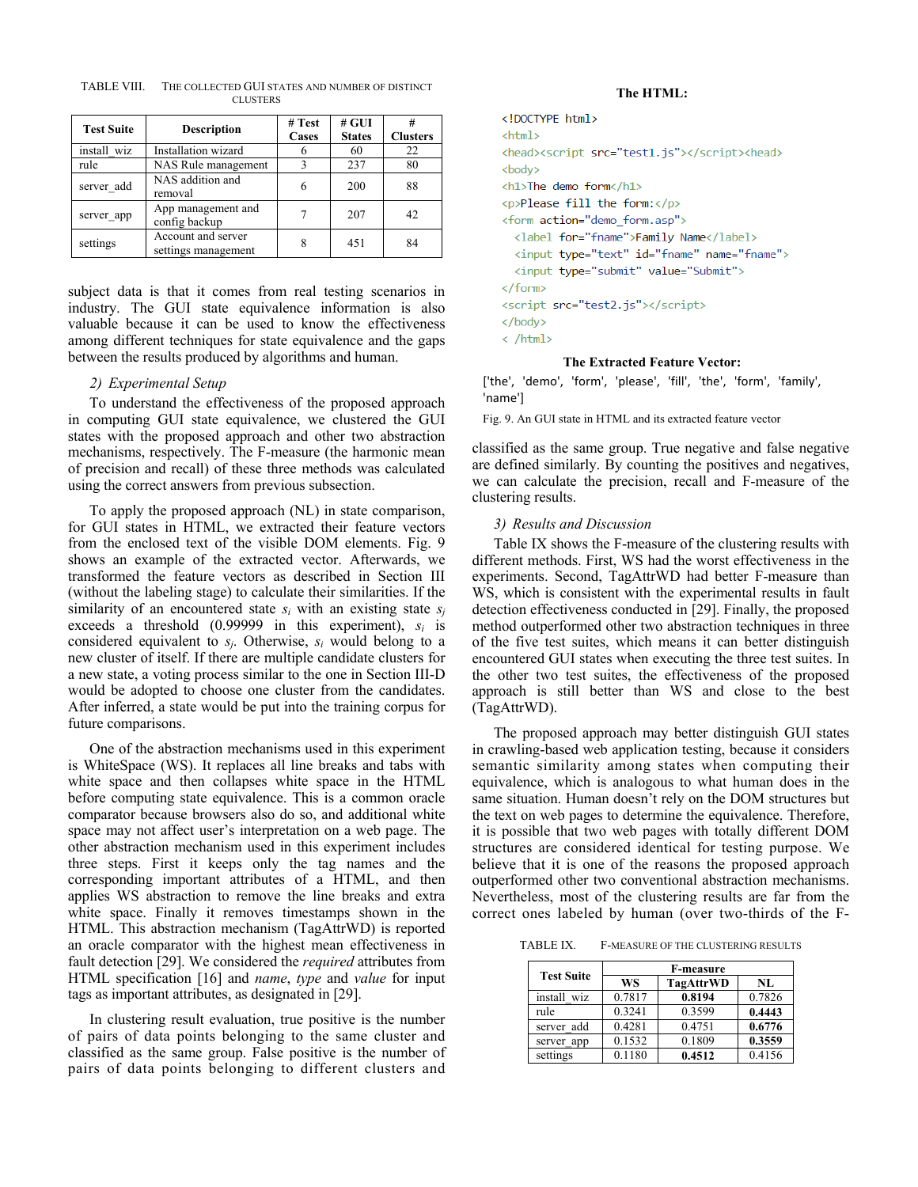TABLE VIII. THE COLLECTED GUI STATES AND NUMBER OF DISTINCT CLUSTERS

| Test Suite | Description | # Test Cases | # GUI States | # Clusters |
|---|---|---|---|---|
| install_wiz | Installation wizard | 6 | 60 | 22 |
| rule | NAS Rule management | 3 | 237 | 80 |
| server_add | NAS addition and removal | 6 | 200 | 88 |
| server_app | App management and config backup | 7 | 207 | 42 |
| settings | Account and server settings management | 8 | 451 | 84 |

subject data is that it comes from real testing scenarios in industry. The GUI state equivalence information is also valuable because it can be used to know the effectiveness among different techniques for state equivalence and the gaps between the results produced by algorithms and human.

### 2) Experimental Setup

To understand the effectiveness of the proposed approach in computing GUI state equivalence, we clustered the GUI states with the proposed approach and other two abstraction mechanisms, respectively. The F-measure (the harmonic mean of precision and recall) of these three methods was calculated using the correct answers from previous subsection.

To apply the proposed approach (NL) in state comparison, for GUI states in HTML, we extracted their feature vectors from the enclosed text of the visible DOM elements. Fig. 9 shows an example of the extracted vector. Afterwards, we transformed the feature vectors as described in Section III (without the labeling stage) to calculate their similarities. If the similarity of an encountered state $s_i$ with an existing state $s_j$ exceeds a threshold (0.99999 in this experiment), $s_i$ is considered equivalent to $s_j$. Otherwise, $s_i$ would belong to a new cluster of itself. If there are multiple candidate clusters for a new state, a voting process similar to the one in Section III-D would be adopted to choose one cluster from the candidates. After inferred, a state would be put into the training corpus for future comparisons.

One of the abstraction mechanisms used in this experiment is WhiteSpace (WS). It replaces all line breaks and tabs with white space and then collapses white space in the HTML before computing state equivalence. This is a common oracle comparator because browsers also do so, and additional white space may not affect user's interpretation on a web page. The other abstraction mechanism used in this experiment includes three steps. First it keeps only the tag names and the corresponding important attributes of a HTML, and then applies WS abstraction to remove the line breaks and extra white space. Finally it removes timestamps shown in the HTML. This abstraction mechanism (TagAttrWD) is reported an oracle comparator with the highest mean effectiveness in fault detection [29]. We considered the *required* attributes from HTML specification [16] and *name*, *type* and *value* for input tags as important attributes, as designated in [29].

In clustering result evaluation, true positive is the number of pairs of data points belonging to the same cluster and classified as the same group. False positive is the number of pairs of data points belonging to different clusters and classified as the same group. True negative and false negative are defined similarly. By counting the positives and negatives, we can calculate the precision, recall and F-measure of the clustering results.

**The HTML:**

```
<!DOCTYPE html>
<html>
<head><script src="test1.js"></script><head>
<body>
<h1>The demo form</h1>
<p>Please fill the form:</p>
<form action="demo_form.asp">
  <label for="fname">Family Name</label>
  <input type="text" id="fname" name="fname">
  <input type="submit" value="Submit">
</form>
<script src="test2.js"></script>
</body>
< /html>
```

**The Extracted Feature Vector:**

['the', 'demo', 'form', 'please', 'fill', 'the', 'form', 'family', 'name']

Fig. 9. An GUI state in HTML and its extracted feature vector

### 3) Results and Discussion

Table IX shows the F-measure of the clustering results with different methods. First, WS had the worst effectiveness in the experiments. Second, TagAttrWD had better F-measure than WS, which is consistent with the experimental results in fault detection effectiveness conducted in [29]. Finally, the proposed method outperformed other two abstraction techniques in three of the five test suites, which means it can better distinguish encountered GUI states when executing the three test suites. In the other two test suites, the effectiveness of the proposed approach is still better than WS and close to the best (TagAttrWD).

The proposed approach may better distinguish GUI states in crawling-based web application testing, because it considers semantic similarity among states when computing their equivalence, which is analogous to what human does in the same situation. Human doesn't rely on the DOM structures but the text on web pages to determine the equivalence. Therefore, it is possible that two web pages with totally different DOM structures are considered identical for testing purpose. We believe that it is one of the reasons the proposed approach outperformed other two conventional abstraction mechanisms. Nevertheless, most of the clustering results are far from the correct ones labeled by human (over two-thirds of the F-

TABLE IX. F-MEASURE OF THE CLUSTERING RESULTS

| Test Suite | F-measure | | |
|---|---|---|---|
| | WS | TagAttrWD | NL |
| install_wiz | 0.7817 | **0.8194** | 0.7826 |
| rule | 0.3241 | 0.3599 | **0.4443** |
| server_add | 0.4281 | 0.4751 | **0.6776** |
| server_app | 0.1532 | 0.1809 | **0.3559** |
| settings | 0.1180 | **0.4512** | 0.4156 |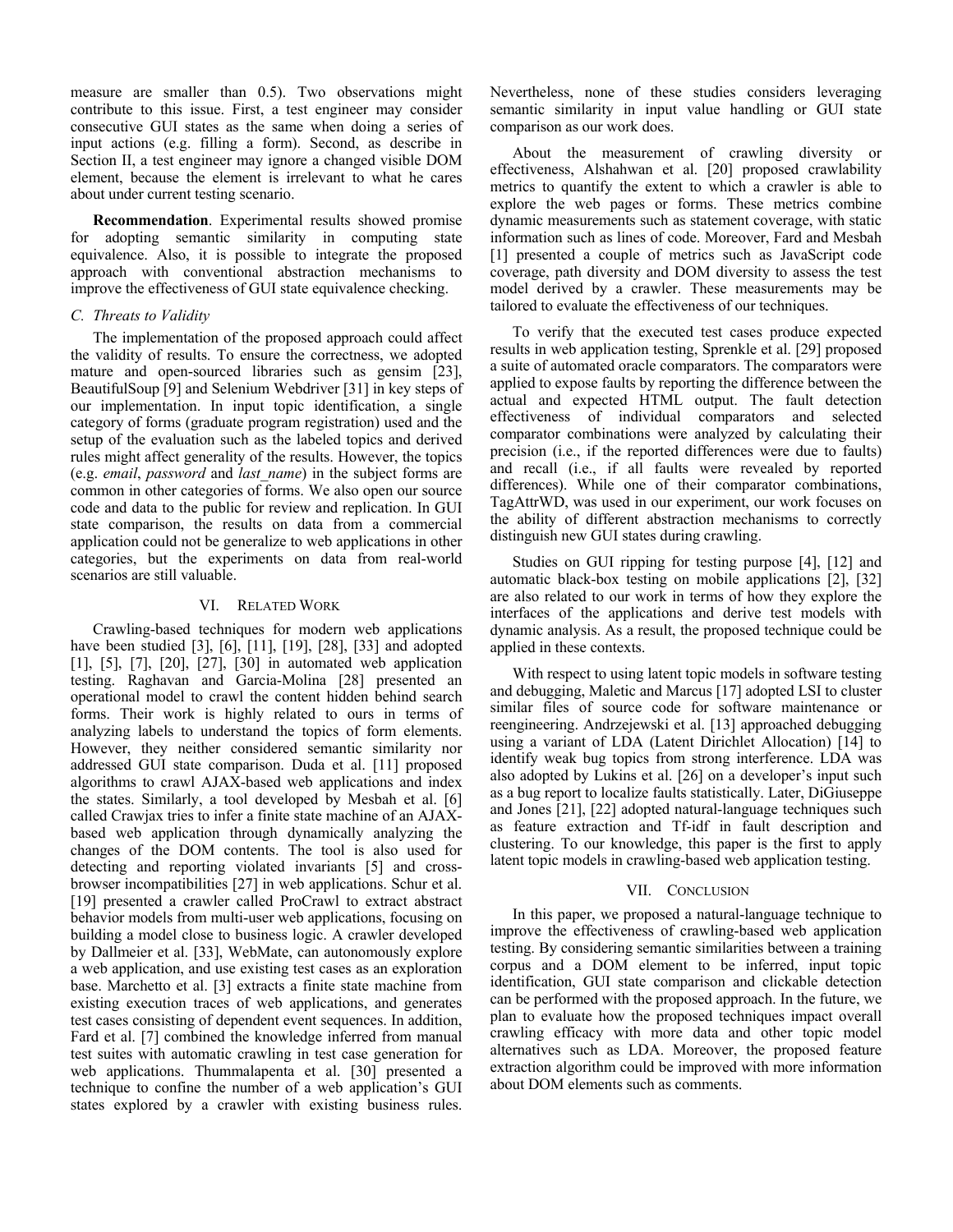measure are smaller than 0.5). Two observations might contribute to this issue. First, a test engineer may consider consecutive GUI states as the same when doing a series of input actions (e.g. filling a form). Second, as describe in Section II, a test engineer may ignore a changed visible DOM element, because the element is irrelevant to what he cares about under current testing scenario.

**Recommendation**. Experimental results showed promise for adopting semantic similarity in computing state equivalence. Also, it is possible to integrate the proposed approach with conventional abstraction mechanisms to improve the effectiveness of GUI state equivalence checking.

### C. Threats to Validity

The implementation of the proposed approach could affect the validity of results. To ensure the correctness, we adopted mature and open-sourced libraries such as gensim [23], BeautifulSoup [9] and Selenium Webdriver [31] in key steps of our implementation. In input topic identification, a single category of forms (graduate program registration) used and the setup of the evaluation such as the labeled topics and derived rules might affect generality of the results. However, the topics (e.g. *email*, *password* and *last_name*) in the subject forms are common in other categories of forms. We also open our source code and data to the public for review and replication. In GUI state comparison, the results on data from a commercial application could not be generalize to web applications in other categories, but the experiments on data from real-world scenarios are still valuable.

## VI. Related Work

Crawling-based techniques for modern web applications have been studied [3], [6], [11], [19], [28], [33] and adopted [1], [5], [7], [20], [27], [30] in automated web application testing. Raghavan and Garcia-Molina [28] presented an operational model to crawl the content hidden behind search forms. Their work is highly related to ours in terms of analyzing labels to understand the topics of form elements. However, they neither considered semantic similarity nor addressed GUI state comparison. Duda et al. [11] proposed algorithms to crawl AJAX-based web applications and index the states. Similarly, a tool developed by Mesbah et al. [6] called Crawjax tries to infer a finite state machine of an AJAX-based web application through dynamically analyzing the changes of the DOM contents. The tool is also used for detecting and reporting violated invariants [5] and cross-browser incompatibilities [27] in web applications. Schur et al. [19] presented a crawler called ProCrawl to extract abstract behavior models from multi-user web applications, focusing on building a model close to business logic. A crawler developed by Dallmeier et al. [33], WebMate, can autonomously explore a web application, and use existing test cases as an exploration base. Marchetto et al. [3] extracts a finite state machine from existing execution traces of web applications, and generates test cases consisting of dependent event sequences. In addition, Fard et al. [7] combined the knowledge inferred from manual test suites with automatic crawling in test case generation for web applications. Thummalapenta et al. [30] presented a technique to confine the number of a web application's GUI states explored by a crawler with existing business rules. Nevertheless, none of these studies considers leveraging semantic similarity in input value handling or GUI state comparison as our work does.

About the measurement of crawling diversity or effectiveness, Alshahwan et al. [20] proposed crawlability metrics to quantify the extent to which a crawler is able to explore the web pages or forms. These metrics combine dynamic measurements such as statement coverage, with static information such as lines of code. Moreover, Fard and Mesbah [1] presented a couple of metrics such as JavaScript code coverage, path diversity and DOM diversity to assess the test model derived by a crawler. These measurements may be tailored to evaluate the effectiveness of our techniques.

To verify that the executed test cases produce expected results in web application testing, Sprenkle et al. [29] proposed a suite of automated oracle comparators. The comparators were applied to expose faults by reporting the difference between the actual and expected HTML output. The fault detection effectiveness of individual comparators and selected comparator combinations were analyzed by calculating their precision (i.e., if the reported differences were due to faults) and recall (i.e., if all faults were revealed by reported differences). While one of their comparator combinations, TagAttrWD, was used in our experiment, our work focuses on the ability of different abstraction mechanisms to correctly distinguish new GUI states during crawling.

Studies on GUI ripping for testing purpose [4], [12] and automatic black-box testing on mobile applications [2], [32] are also related to our work in terms of how they explore the interfaces of the applications and derive test models with dynamic analysis. As a result, the proposed technique could be applied in these contexts.

With respect to using latent topic models in software testing and debugging, Maletic and Marcus [17] adopted LSI to cluster similar files of source code for software maintenance or reengineering. Andrzejewski et al. [13] approached debugging using a variant of LDA (Latent Dirichlet Allocation) [14] to identify weak bug topics from strong interference. LDA was also adopted by Lukins et al. [26] on a developer's input such as a bug report to localize faults statistically. Later, DiGiuseppe and Jones [21], [22] adopted natural-language techniques such as feature extraction and Tf-idf in fault description and clustering. To our knowledge, this paper is the first to apply latent topic models in crawling-based web application testing.

## VII. Conclusion

In this paper, we proposed a natural-language technique to improve the effectiveness of crawling-based web application testing. By considering semantic similarities between a training corpus and a DOM element to be inferred, input topic identification, GUI state comparison and clickable detection can be performed with the proposed approach. In the future, we plan to evaluate how the proposed techniques impact overall crawling efficacy with more data and other topic model alternatives such as LDA. Moreover, the proposed feature extraction algorithm could be improved with more information about DOM elements such as comments.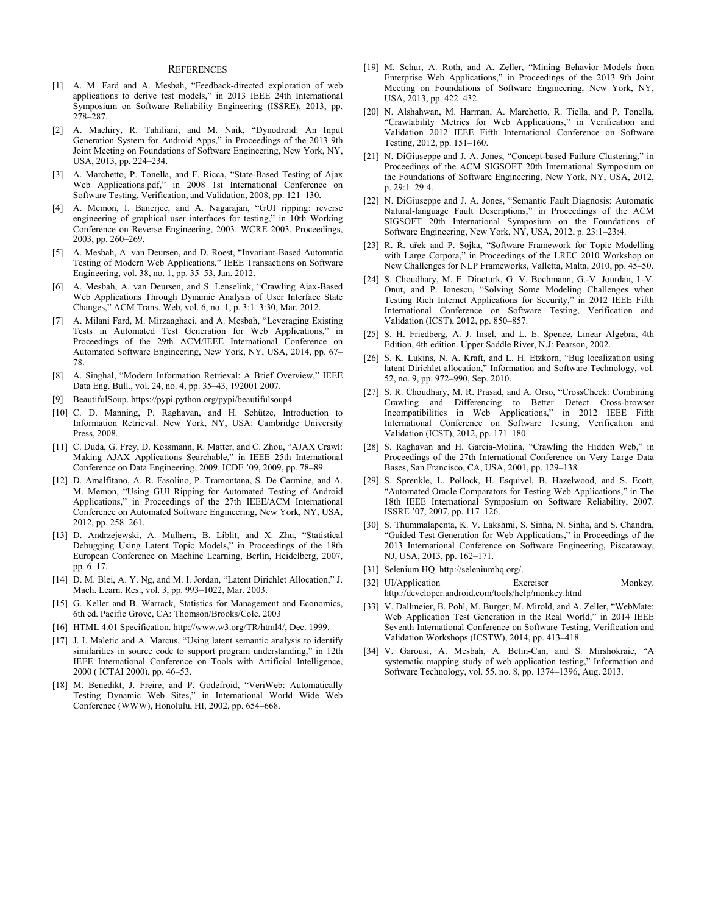## REFERENCES

[1] A. M. Fard and A. Mesbah, "Feedback-directed exploration of web applications to derive test models," in 2013 IEEE 24th International Symposium on Software Reliability Engineering (ISSRE), 2013, pp. 278–287.

[2] A. Machiry, R. Tahiliani, and M. Naik, "Dynodroid: An Input Generation System for Android Apps," in Proceedings of the 2013 9th Joint Meeting on Foundations of Software Engineering, New York, NY, USA, 2013, pp. 224–234.

[3] A. Marchetto, P. Tonella, and F. Ricca, "State-Based Testing of Ajax Web Applications.pdf," in 2008 1st International Conference on Software Testing, Verification, and Validation, 2008, pp. 121–130.

[4] A. Memon, I. Banerjee, and A. Nagarajan, "GUI ripping: reverse engineering of graphical user interfaces for testing," in 10th Working Conference on Reverse Engineering, 2003. WCRE 2003. Proceedings, 2003, pp. 260–269.

[5] A. Mesbah, A. van Deursen, and D. Roest, "Invariant-Based Automatic Testing of Modern Web Applications," IEEE Transactions on Software Engineering, vol. 38, no. 1, pp. 35–53, Jan. 2012.

[6] A. Mesbah, A. van Deursen, and S. Lenselink, "Crawling Ajax-Based Web Applications Through Dynamic Analysis of User Interface State Changes," ACM Trans. Web, vol. 6, no. 1, p. 3:1–3:30, Mar. 2012.

[7] A. Milani Fard, M. Mirzaaghaei, and A. Mesbah, "Leveraging Existing Tests in Automated Test Generation for Web Applications," in Proceedings of the 29th ACM/IEEE International Conference on Automated Software Engineering, New York, NY, USA, 2014, pp. 67–78.

[8] A. Singhal, "Modern Information Retrieval: A Brief Overview," IEEE Data Eng. Bull., vol. 24, no. 4, pp. 35–43, 192001 2007.

[9] BeautifulSoup. https://pypi.python.org/pypi/beautifulsoup4

[10] C. D. Manning, P. Raghavan, and H. Schütze, Introduction to Information Retrieval. New York, NY, USA: Cambridge University Press, 2008.

[11] C. Duda, G. Frey, D. Kossmann, R. Matter, and C. Zhou, "AJAX Crawl: Making AJAX Applications Searchable," in IEEE 25th International Conference on Data Engineering, 2009. ICDE '09, 2009, pp. 78–89.

[12] D. Amalfitano, A. R. Fasolino, P. Tramontana, S. De Carmine, and A. M. Memon, "Using GUI Ripping for Automated Testing of Android Applications," in Proceedings of the 27th IEEE/ACM International Conference on Automated Software Engineering, New York, NY, USA, 2012, pp. 258–261.

[13] D. Andrzejewski, A. Mulhern, B. Liblit, and X. Zhu, "Statistical Debugging Using Latent Topic Models," in Proceedings of the 18th European Conference on Machine Learning, Berlin, Heidelberg, 2007, pp. 6–17.

[14] D. M. Blei, A. Y. Ng, and M. I. Jordan, "Latent Dirichlet Allocation," J. Mach. Learn. Res., vol. 3, pp. 993–1022, Mar. 2003.

[15] G. Keller and B. Warrack, Statistics for Management and Economics, 6th ed. Pacific Grove, CA: Thomson/Brooks/Cole. 2003

[16] HTML 4.01 Specification. http://www.w3.org/TR/html4/, Dec. 1999.

[17] J. I. Maletic and A. Marcus, "Using latent semantic analysis to identify similarities in source code to support program understanding," in 12th IEEE International Conference on Tools with Artificial Intelligence, 2000 ( ICTAI 2000), pp. 46–53.

[18] M. Benedikt, J. Freire, and P. Godefroid, "VeriWeb: Automatically Testing Dynamic Web Sites," in International World Wide Web Conference (WWW), Honolulu, HI, 2002, pp. 654–668.

[19] M. Schur, A. Roth, and A. Zeller, "Mining Behavior Models from Enterprise Web Applications," in Proceedings of the 2013 9th Joint Meeting on Foundations of Software Engineering, New York, NY, USA, 2013, pp. 422–432.

[20] N. Alshahwan, M. Harman, A. Marchetto, R. Tiella, and P. Tonella, "Crawlability Metrics for Web Applications," in Verification and Validation 2012 IEEE Fifth International Conference on Software Testing, 2012, pp. 151–160.

[21] N. DiGiuseppe and J. A. Jones, "Concept-based Failure Clustering," in Proceedings of the ACM SIGSOFT 20th International Symposium on the Foundations of Software Engineering, New York, NY, USA, 2012, p. 29:1–29:4.

[22] N. DiGiuseppe and J. A. Jones, "Semantic Fault Diagnosis: Automatic Natural-language Fault Descriptions," in Proceedings of the ACM SIGSOFT 20th International Symposium on the Foundations of Software Engineering, New York, NY, USA, 2012, p. 23:1–23:4.

[23] R. Ř. uřek and P. Sojka, "Software Framework for Topic Modelling with Large Corpora," in Proceedings of the LREC 2010 Workshop on New Challenges for NLP Frameworks, Valletta, Malta, 2010, pp. 45–50.

[24] S. Choudhary, M. E. Dincturk, G. V. Bochmann, G.-V. Jourdan, I.-V. Onut, and P. Ionescu, "Solving Some Modeling Challenges when Testing Rich Internet Applications for Security," in 2012 IEEE Fifth International Conference on Software Testing, Verification and Validation (ICST), 2012, pp. 850–857.

[25] S. H. Friedberg, A. J. Insel, and L. E. Spence, Linear Algebra, 4th Edition, 4th edition. Upper Saddle River, N.J: Pearson, 2002.

[26] S. K. Lukins, N. A. Kraft, and L. H. Etzkorn, "Bug localization using latent Dirichlet allocation," Information and Software Technology, vol. 52, no. 9, pp. 972–990, Sep. 2010.

[27] S. R. Choudhary, M. R. Prasad, and A. Orso, "CrossCheck: Combining Crawling and Differencing to Better Detect Cross-browser Incompatibilities in Web Applications," in 2012 IEEE Fifth International Conference on Software Testing, Verification and Validation (ICST), 2012, pp. 171–180.

[28] S. Raghavan and H. Garcia-Molina, "Crawling the Hidden Web," in Proceedings of the 27th International Conference on Very Large Data Bases, San Francisco, CA, USA, 2001, pp. 129–138.

[29] S. Sprenkle, L. Pollock, H. Esquivel, B. Hazelwood, and S. Ecott, "Automated Oracle Comparators for Testing Web Applications," in The 18th IEEE International Symposium on Software Reliability, 2007. ISSRE '07, 2007, pp. 117–126.

[30] S. Thummalapenta, K. V. Lakshmi, S. Sinha, N. Sinha, and S. Chandra, "Guided Test Generation for Web Applications," in Proceedings of the 2013 International Conference on Software Engineering, Piscataway, NJ, USA, 2013, pp. 162–171.

[31] Selenium HQ. http://seleniumhq.org/.

[32] UI/Application Exerciser Monkey. http://developer.android.com/tools/help/monkey.html

[33] V. Dallmeier, B. Pohl, M. Burger, M. Mirold, and A. Zeller, "WebMate: Web Application Test Generation in the Real World," in 2014 IEEE Seventh International Conference on Software Testing, Verification and Validation Workshops (ICSTW), 2014, pp. 413–418.

[34] V. Garousi, A. Mesbah, A. Betin-Can, and S. Mirshokraie, "A systematic mapping study of web application testing," Information and Software Technology, vol. 55, no. 8, pp. 1374–1396, Aug. 2013.